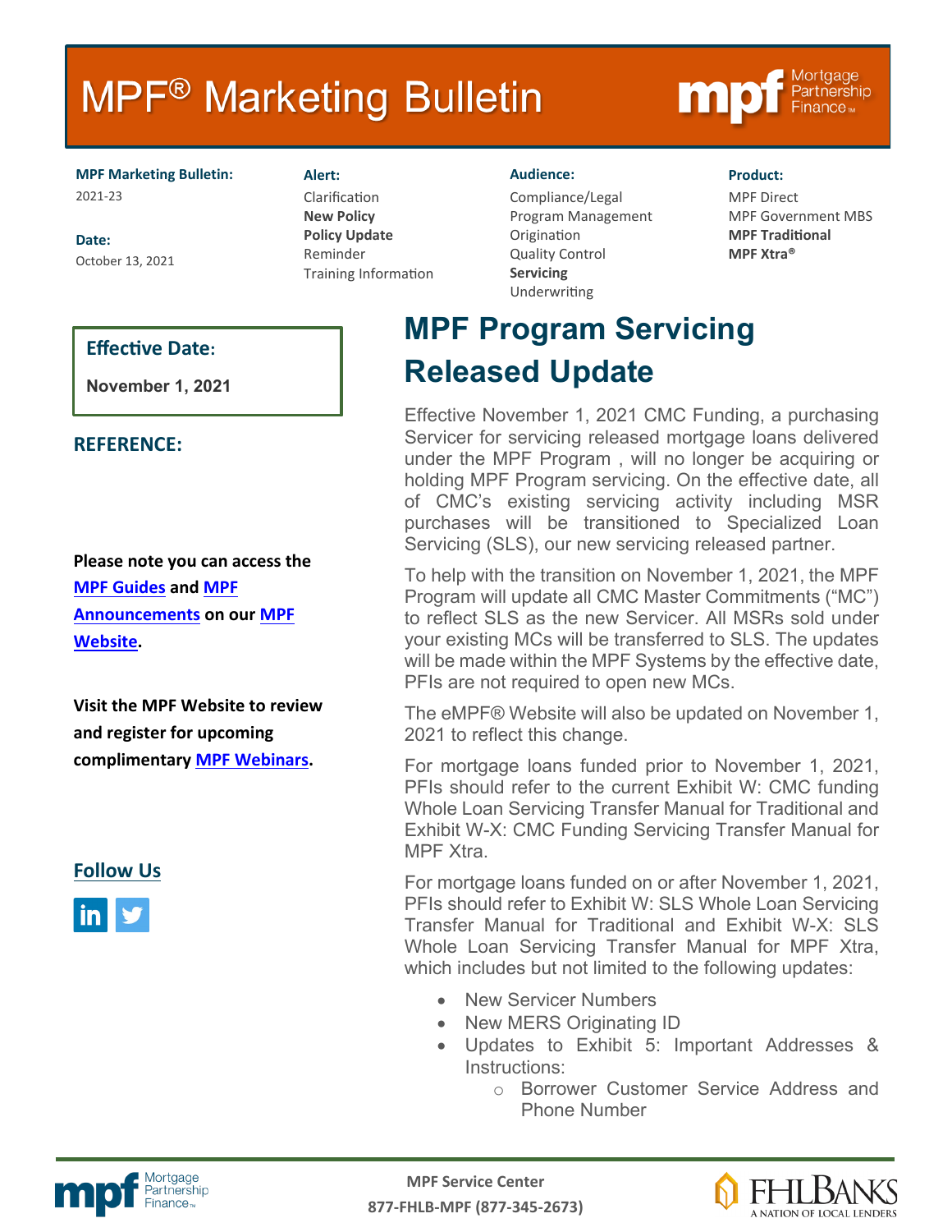# MPF® Marketing Bulletin

**MPF Marketing Bulletin:**
2021-23

**Date:**
October 13, 2021

**Alert:**
Clarification
**New Policy**
**Policy Update**
Reminder
Training Information

**Audience:**
Compliance/Legal
Program Management
Origination
Quality Control
**Servicing**
Underwriting

**Product:**
MPF Direct
MPF Government MBS
**MPF Traditional**
**MPF Xtra®**

**Effective Date:**

**November 1, 2021**

**REFERENCE:**

**Please note you can access the MPF Guides and MPF Announcements on our MPF Website.**

**Visit the MPF Website to review and register for upcoming complimentary MPF Webinars.**

**Follow Us**

## MPF Program Servicing Released Update

Effective November 1, 2021 CMC Funding, a purchasing Servicer for servicing released mortgage loans delivered under the MPF Program , will no longer be acquiring or holding MPF Program servicing. On the effective date, all of CMC's existing servicing activity including MSR purchases will be transitioned to Specialized Loan Servicing (SLS), our new servicing released partner.

To help with the transition on November 1, 2021, the MPF Program will update all CMC Master Commitments ("MC") to reflect SLS as the new Servicer. All MSRs sold under your existing MCs will be transferred to SLS. The updates will be made within the MPF Systems by the effective date, PFIs are not required to open new MCs.

The eMPF® Website will also be updated on November 1, 2021 to reflect this change.

For mortgage loans funded prior to November 1, 2021, PFIs should refer to the current Exhibit W: CMC funding Whole Loan Servicing Transfer Manual for Traditional and Exhibit W-X: CMC Funding Servicing Transfer Manual for MPF Xtra.

For mortgage loans funded on or after November 1, 2021, PFIs should refer to Exhibit W: SLS Whole Loan Servicing Transfer Manual for Traditional and Exhibit W-X: SLS Whole Loan Servicing Transfer Manual for MPF Xtra, which includes but not limited to the following updates:

- New Servicer Numbers
- New MERS Originating ID
- Updates to Exhibit 5: Important Addresses & Instructions:
  - Borrower Customer Service Address and Phone Number

**MPF Service Center**
**877-FHLB-MPF (877-345-2673)**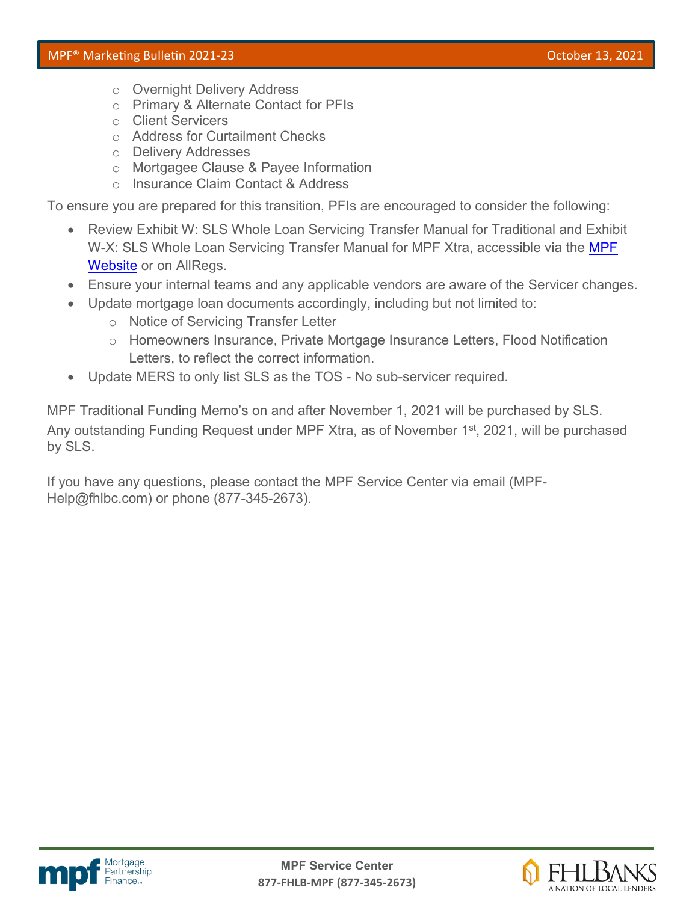- Overnight Delivery Address
- Primary & Alternate Contact for PFIs
- Client Servicers
- Address for Curtailment Checks
- Delivery Addresses
- Mortgagee Clause & Payee Information
- Insurance Claim Contact & Address

To ensure you are prepared for this transition, PFIs are encouraged to consider the following:

- Review Exhibit W: SLS Whole Loan Servicing Transfer Manual for Traditional and Exhibit W-X: SLS Whole Loan Servicing Transfer Manual for MPF Xtra, accessible via the MPF Website or on AllRegs.
- Ensure your internal teams and any applicable vendors are aware of the Servicer changes.
- Update mortgage loan documents accordingly, including but not limited to:
  - Notice of Servicing Transfer Letter
  - Homeowners Insurance, Private Mortgage Insurance Letters, Flood Notification Letters, to reflect the correct information.
- Update MERS to only list SLS as the TOS - No sub-servicer required.

MPF Traditional Funding Memo's on and after November 1, 2021 will be purchased by SLS. Any outstanding Funding Request under MPF Xtra, as of November 1st, 2021, will be purchased by SLS.

If you have any questions, please contact the MPF Service Center via email (MPF-Help@fhlbc.com) or phone (877-345-2673).